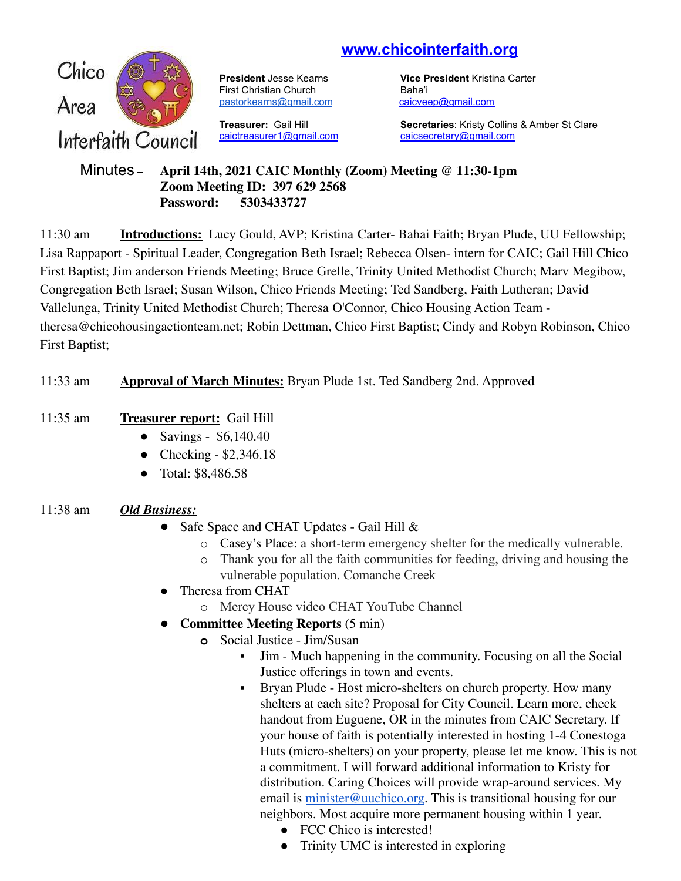www.chicointerfaith.org

Chico Area Interfaith Council

**President** Jesse Kearns
First Christian Church
pastorkearns@gmail.com

**Vice President** Kristina Carter
Baha'i
caicveep@gmail.com

**Treasurer:** Gail Hill
caictreasurer1@gmail.com

**Secretaries**: Kristy Collins & Amber St Clare
caicsecretary@gmail.com

Minutes – **April 14th, 2021 CAIC Monthly (Zoom) Meeting @ 11:30-1pm**
**Zoom Meeting ID: 397 629 2568**
**Password: 5303433727**

11:30 am **Introductions:** Lucy Gould, AVP; Kristina Carter- Bahai Faith; Bryan Plude, UU Fellowship; Lisa Rappaport - Spiritual Leader, Congregation Beth Israel; Rebecca Olsen- intern for CAIC; Gail Hill Chico First Baptist; Jim anderson Friends Meeting; Bruce Grelle, Trinity United Methodist Church; Marv Megibow, Congregation Beth Israel; Susan Wilson, Chico Friends Meeting; Ted Sandberg, Faith Lutheran; David Vallelunga, Trinity United Methodist Church; Theresa O'Connor, Chico Housing Action Team - theresa@chicohousingactionteam.net; Robin Dettman, Chico First Baptist; Cindy and Robyn Robinson, Chico First Baptist;

11:33 am **Approval of March Minutes:** Bryan Plude 1st. Ted Sandberg 2nd. Approved

11:35 am **Treasurer report:** Gail Hill

- Savings - $6,140.40
- Checking - $2,346.18
- Total: $8,486.58

11:38 am ***Old Business:***

- Safe Space and CHAT Updates - Gail Hill &
  - Casey's Place: a short-term emergency shelter for the medically vulnerable.
  - Thank you for all the faith communities for feeding, driving and housing the vulnerable population. Comanche Creek
- Theresa from CHAT
  - Mercy House video CHAT YouTube Channel
- **Committee Meeting Reports** (5 min)
  - Social Justice - Jim/Susan
    - Jim - Much happening in the community. Focusing on all the Social Justice offerings in town and events.
    - Bryan Plude - Host micro-shelters on church property. How many shelters at each site? Proposal for City Council. Learn more, check handout from Euguene, OR in the minutes from CAIC Secretary. If your house of faith is potentially interested in hosting 1-4 Conestoga Huts (micro-shelters) on your property, please let me know. This is not a commitment. I will forward additional information to Kristy for distribution. Caring Choices will provide wrap-around services. My email is minister@uuchico.org. This is transitional housing for our neighbors. Most acquire more permanent housing within 1 year.
      - FCC Chico is interested!
      - Trinity UMC is interested in exploring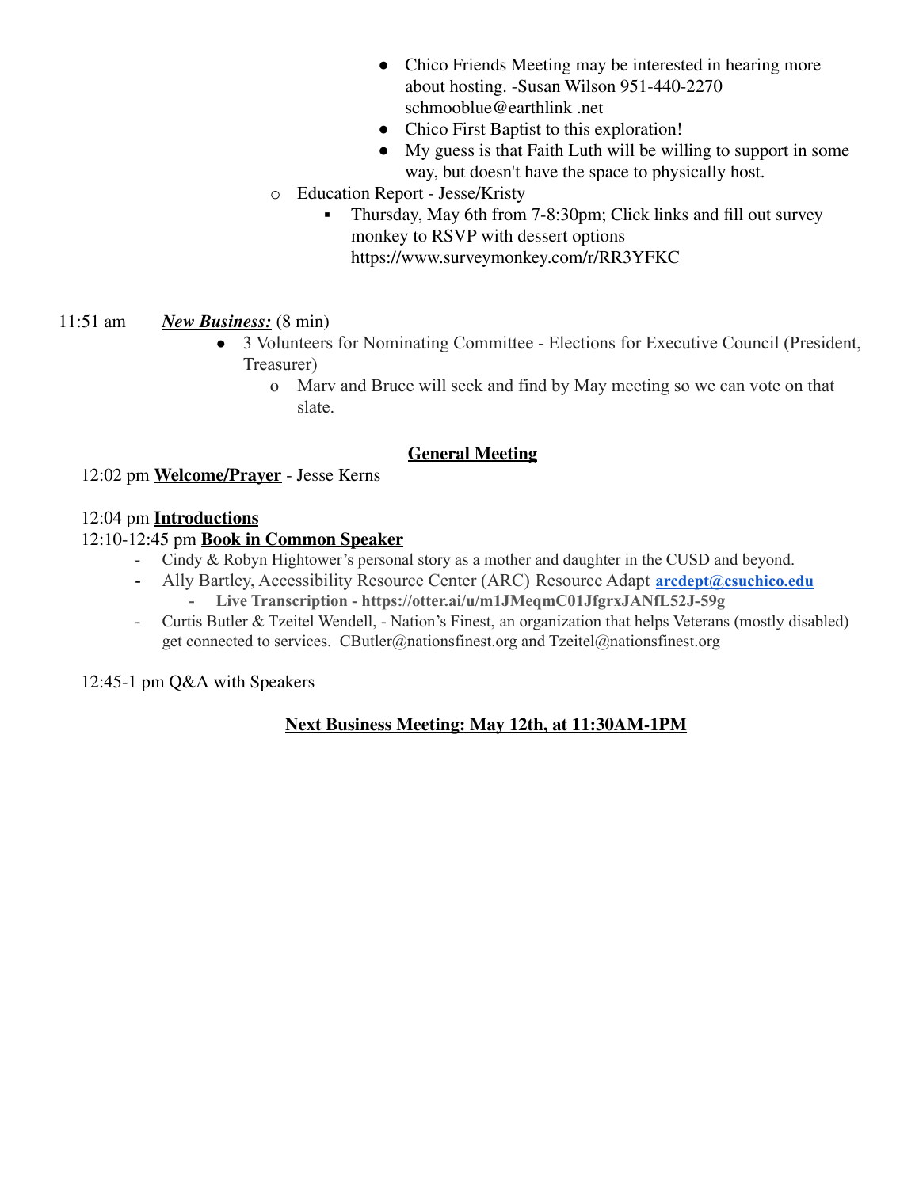- Chico Friends Meeting may be interested in hearing more about hosting. -Susan Wilson 951-440-2270 schmooblue@earthlink .net
- Chico First Baptist to this exploration!
- My guess is that Faith Luth will be willing to support in some way, but doesn't have the space to physically host.

- Education Report - Jesse/Kristy
  - Thursday, May 6th from 7-8:30pm; Click links and fill out survey monkey to RSVP with dessert options https://www.surveymonkey.com/r/RR3YFKC

11:51 am ***New Business:*** (8 min)

- 3 Volunteers for Nominating Committee - Elections for Executive Council (President, Treasurer)
  - Marv and Bruce will seek and find by May meeting so we can vote on that slate.

## General Meeting

12:02 pm **Welcome/Prayer** - Jesse Kerns

12:04 pm **Introductions**

12:10-12:45 pm **Book in Common Speaker**

- Cindy & Robyn Hightower's personal story as a mother and daughter in the CUSD and beyond.
- Ally Bartley, Accessibility Resource Center (ARC) Resource Adapt **arcdept@csuchico.edu**
  - **Live Transcription - https://otter.ai/u/m1JMeqmC01JfgrxJANfL52J-59g**
- Curtis Butler & Tzeitel Wendell, - Nation's Finest, an organization that helps Veterans (mostly disabled) get connected to services. CButler@nationsfinest.org and Tzeitel@nationsfinest.org

12:45-1 pm Q&A with Speakers

**Next Business Meeting: May 12th, at 11:30AM-1PM**